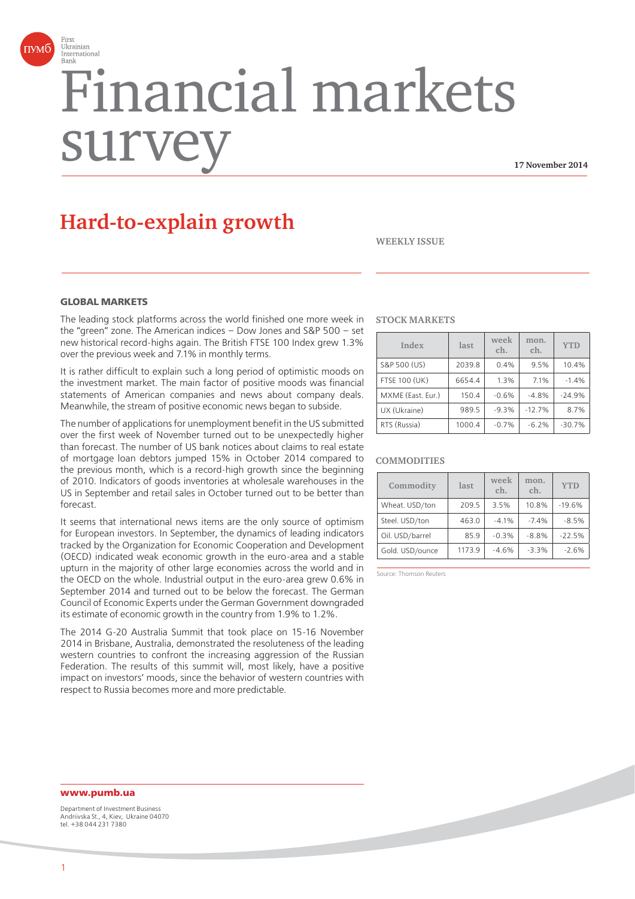First Ukrainian International Bank

# Financial markets survey

17 November 2014

## Hard-to-explain growth

WEEKLY ISSUE

### GLOBAL MARKETS

The leading stock platforms across the world finished one more week in the "green" zone. The American indices – Dow Jones and S&P 500 – set new historical record-highs again. The British FTSE 100 Index grew 1.3% over the previous week and 7.1% in monthly terms.

It is rather difficult to explain such a long period of optimistic moods on the investment market. The main factor of positive moods was financial statements of American companies and news about company deals. Meanwhile, the stream of positive economic news began to subside.

The number of applications for unemployment benefit in the US submitted over the first week of November turned out to be unexpectedly higher than forecast. The number of US bank notices about claims to real estate of mortgage loan debtors jumped 15% in October 2014 compared to the previous month, which is a record-high growth since the beginning of 2010. Indicators of goods inventories at wholesale warehouses in the US in September and retail sales in October turned out to be better than forecast.

It seems that international news items are the only source of optimism for European investors. In September, the dynamics of leading indicators tracked by the Organization for Economic Cooperation and Development (OECD) indicated weak economic growth in the euro-area and a stable upturn in the majority of other large economies across the world and in the OECD on the whole. Industrial output in the euro-area grew 0.6% in September 2014 and turned out to be below the forecast. The German Council of Economic Experts under the German Government downgraded its estimate of economic growth in the country from 1.9% to 1.2%.

The 2014 G-20 Australia Summit that took place on 15-16 November 2014 in Brisbane, Australia, demonstrated the resoluteness of the leading western countries to confront the increasing aggression of the Russian Federation. The results of this summit will, most likely, have a positive impact on investors' moods, since the behavior of western countries with respect to Russia becomes more and more predictable.

**STOCK MARKETS**

| Index | last | week ch. | mon. ch. | YTD |
|---|---|---|---|---|
| S&P 500 (US) | 2039.8 | 0.4% | 9.5% | 10.4% |
| FTSE 100 (UK) | 6654.4 | 1.3% | 7.1% | -1.4% |
| MXME (East. Eur.) | 150.4 | -0.6% | -4.8% | -24.9% |
| UX (Ukraine) | 989.5 | -9.3% | -12.7% | 8.7% |
| RTS (Russia) | 1000.4 | -0.7% | -6.2% | -30.7% |

**COMMODITIES**

| Commodity | last | week ch. | mon. ch. | YTD |
|---|---|---|---|---|
| Wheat. USD/ton | 209.5 | 3.5% | 10.8% | -19.6% |
| Steel. USD/ton | 463.0 | -4.1% | -7.4% | -8.5% |
| Oil. USD/barrel | 85.9 | -0.3% | -8.8% | -22.5% |
| Gold. USD/ounce | 1173.9 | -4.6% | -3.3% | -2.6% |

Source: Thomson Reuters

**www.pumb.ua**

Department of Investment Business
Andriivska St., 4, Kiev, Ukraine 04070
tel. +38 044 231 7380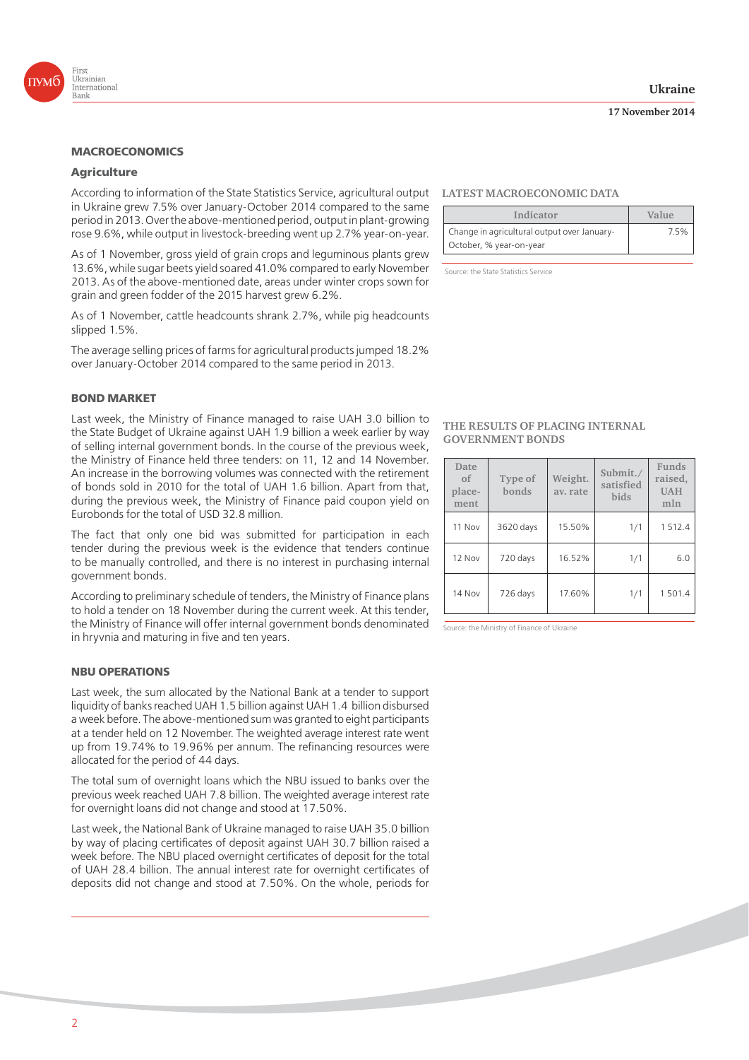## MACROECONOMICS

### Agriculture

According to information of the State Statistics Service, agricultural output in Ukraine grew 7.5% over January-October 2014 compared to the same period in 2013. Over the above-mentioned period, output in plant-growing rose 9.6%, while output in livestock-breeding went up 2.7% year-on-year.

As of 1 November, gross yield of grain crops and leguminous plants grew 13.6%, while sugar beets yield soared 41.0% compared to early November 2013. As of the above-mentioned date, areas under winter crops sown for grain and green fodder of the 2015 harvest grew 6.2%.

As of 1 November, cattle headcounts shrank 2.7%, while pig headcounts slipped 1.5%.

The average selling prices of farms for agricultural products jumped 18.2% over January-October 2014 compared to the same period in 2013.

**LATEST MACROECONOMIC DATA**

| Indicator | Value |
|---|---|
| Change in agricultural output over January-October, % year-on-year | 7.5% |

Source: the State Statistics Service

## BOND MARKET

Last week, the Ministry of Finance managed to raise UAH 3.0 billion to the State Budget of Ukraine against UAH 1.9 billion a week earlier by way of selling internal government bonds. In the course of the previous week, the Ministry of Finance held three tenders: on 11, 12 and 14 November. An increase in the borrowing volumes was connected with the retirement of bonds sold in 2010 for the total of UAH 1.6 billion. Apart from that, during the previous week, the Ministry of Finance paid coupon yield on Eurobonds for the total of USD 32.8 million.

The fact that only one bid was submitted for participation in each tender during the previous week is the evidence that tenders continue to be manually controlled, and there is no interest in purchasing internal government bonds.

According to preliminary schedule of tenders, the Ministry of Finance plans to hold a tender on 18 November during the current week. At this tender, the Ministry of Finance will offer internal government bonds denominated in hryvnia and maturing in five and ten years.

**THE RESULTS OF PLACING INTERNAL GOVERNMENT BONDS**

| Date of place-ment | Type of bonds | Weight. av. rate | Submit./ satisfied bids | Funds raised, UAH mln |
|---|---|---|---|---|
| 11 Nov | 3620 days | 15.50% | 1/1 | 1 512.4 |
| 12 Nov | 720 days | 16.52% | 1/1 | 6.0 |
| 14 Nov | 726 days | 17.60% | 1/1 | 1 501.4 |

Source: the Ministry of Finance of Ukraine

## NBU OPERATIONS

Last week, the sum allocated by the National Bank at a tender to support liquidity of banks reached UAH 1.5 billion against UAH 1.4 billion disbursed a week before. The above-mentioned sum was granted to eight participants at a tender held on 12 November. The weighted average interest rate went up from 19.74% to 19.96% per annum. The refinancing resources were allocated for the period of 44 days.

The total sum of overnight loans which the NBU issued to banks over the previous week reached UAH 7.8 billion. The weighted average interest rate for overnight loans did not change and stood at 17.50%.

Last week, the National Bank of Ukraine managed to raise UAH 35.0 billion by way of placing certificates of deposit against UAH 30.7 billion raised a week before. The NBU placed overnight certificates of deposit for the total of UAH 28.4 billion. The annual interest rate for overnight certificates of deposits did not change and stood at 7.50%. On the whole, periods for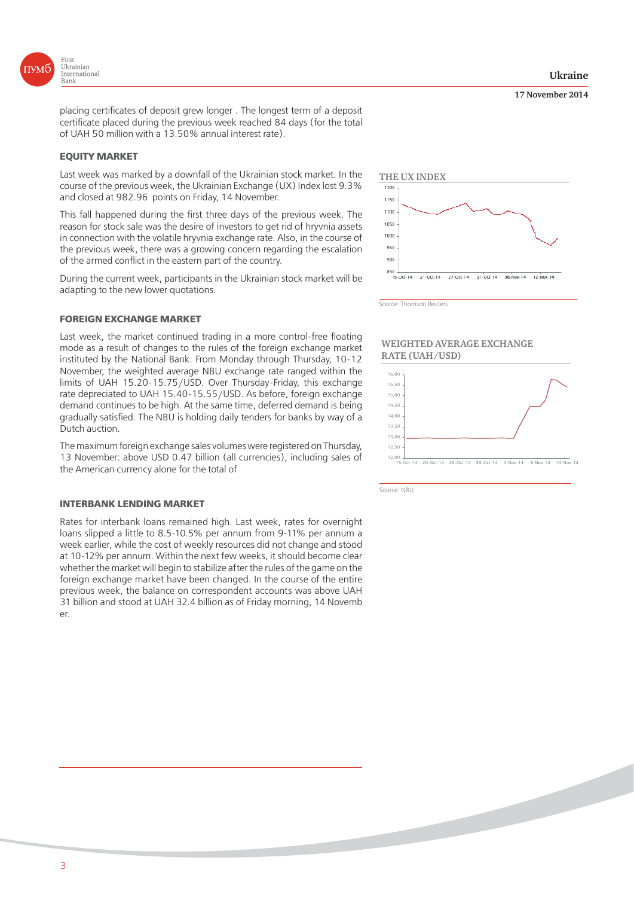placing certificates of deposit grew longer . The longest term of a deposit certificate placed during the previous week reached 84 days (for the total of UAH 50 million with a 13.50% annual interest rate).

## EQUITY MARKET

Last week was marked by a downfall of the Ukrainian stock market. In the course of the previous week, the Ukrainian Exchange (UX) Index lost 9.3% and closed at 982.96 points on Friday, 14 November.

This fall happened during the first three days of the previous week. The reason for stock sale was the desire of investors to get rid of hryvnia assets in connection with the volatile hryvnia exchange rate. Also, in the course of the previous week, there was a growing concern regarding the escalation of the armed conflict in the eastern part of the country.

During the current week, participants in the Ukrainian stock market will be adapting to the new lower quotations.

THE UX INDEX

Source: Thomson Reuters

## FOREIGN EXCHANGE MARKET

Last week, the market continued trading in a more control-free floating mode as a result of changes to the rules of the foreign exchange market instituted by the National Bank. From Monday through Thursday, 10-12 November, the weighted average NBU exchange rate ranged within the limits of UAH 15.20-15.75/USD. Over Thursday-Friday, this exchange rate depreciated to UAH 15.40-15.55/USD. As before, foreign exchange demand continues to be high. At the same time, deferred demand is being gradually satisfied. The NBU is holding daily tenders for banks by way of a Dutch auction.

The maximum foreign exchange sales volumes were registered on Thursday, 13 November: above USD 0.47 billion (all currencies), including sales of the American currency alone for the total of

WEIGHTED AVERAGE EXCHANGE RATE (UAH/USD)

Source: NBU

## INTERBANK LENDING MARKET

Rates for interbank loans remained high. Last week, rates for overnight loans slipped a little to 8.5-10.5% per annum from 9-11% per annum a week earlier, while the cost of weekly resources did not change and stood at 10-12% per annum. Within the next few weeks, it should become clear whether the market will begin to stabilize after the rules of the game on the foreign exchange market have been changed. In the course of the entire previous week, the balance on correspondent accounts was above UAH 31 billion and stood at UAH 32.4 billion as of Friday morning, 14 Novemb er.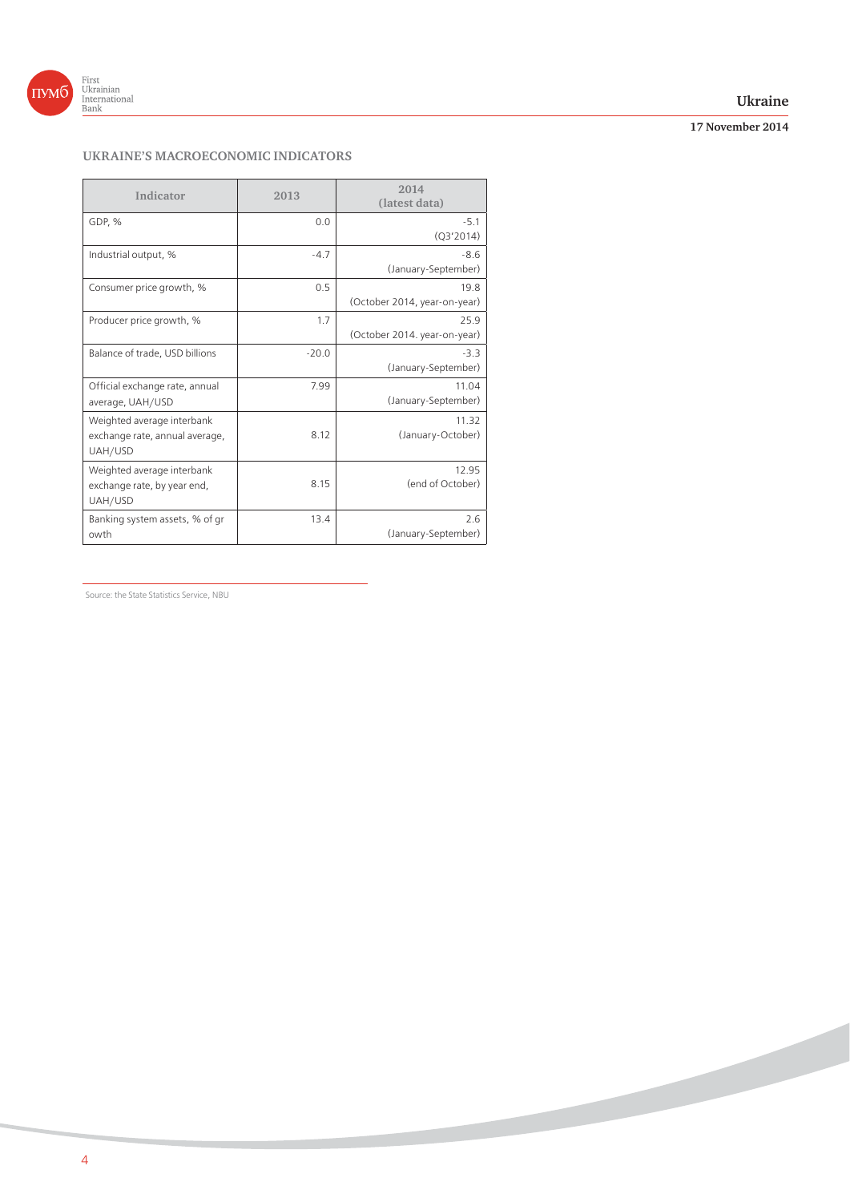## UKRAINE'S MACROECONOMIC INDICATORS

| Indicator | 2013 | 2014 (latest data) |
|---|---|---|
| GDP, % | 0.0 | -5.1 (Q3'2014) |
| Industrial output, % | -4.7 | -8.6 (January-September) |
| Consumer price growth, % | 0.5 | 19.8 (October 2014, year-on-year) |
| Producer price growth, % | 1.7 | 25.9 (October 2014. year-on-year) |
| Balance of trade, USD billions | -20.0 | -3.3 (January-September) |
| Official exchange rate, annual average, UAH/USD | 7.99 | 11.04 (January-September) |
| Weighted average interbank exchange rate, annual average, UAH/USD | 8.12 | 11.32 (January-October) |
| Weighted average interbank exchange rate, by year end, UAH/USD | 8.15 | 12.95 (end of October) |
| Banking system assets, % of growth | 13.4 | 2.6 (January-September) |

Source: the State Statistics Service, NBU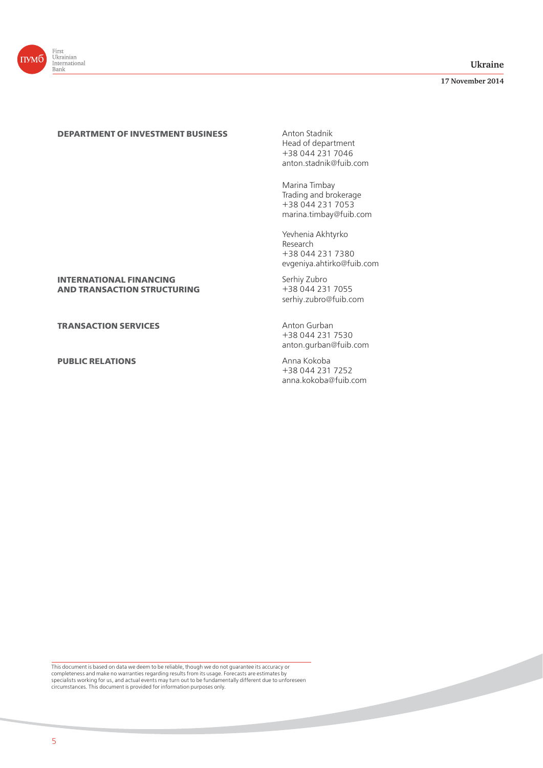**DEPARTMENT OF INVESTMENT BUSINESS**

Anton Stadnik
Head of department
+38 044 231 7046
anton.stadnik@fuib.com

Marina Timbay
Trading and brokerage
+38 044 231 7053
marina.timbay@fuib.com

Yevhenia Akhtyrko
Research
+38 044 231 7380
evgeniya.ahtirko@fuib.com

**INTERNATIONAL FINANCING AND TRANSACTION STRUCTURING**

Serhiy Zubro
+38 044 231 7055
serhiy.zubro@fuib.com

**TRANSACTION SERVICES**

Anton Gurban
+38 044 231 7530
anton.gurban@fuib.com

**PUBLIC RELATIONS**

Anna Kokoba
+38 044 231 7252
anna.kokoba@fuib.com

This document is based on data we deem to be reliable, though we do not guarantee its accuracy or completeness and make no warranties regarding results from its usage. Forecasts are estimates by specialists working for us, and actual events may turn out to be fundamentally different due to unforeseen circumstances. This document is provided for information purposes only.